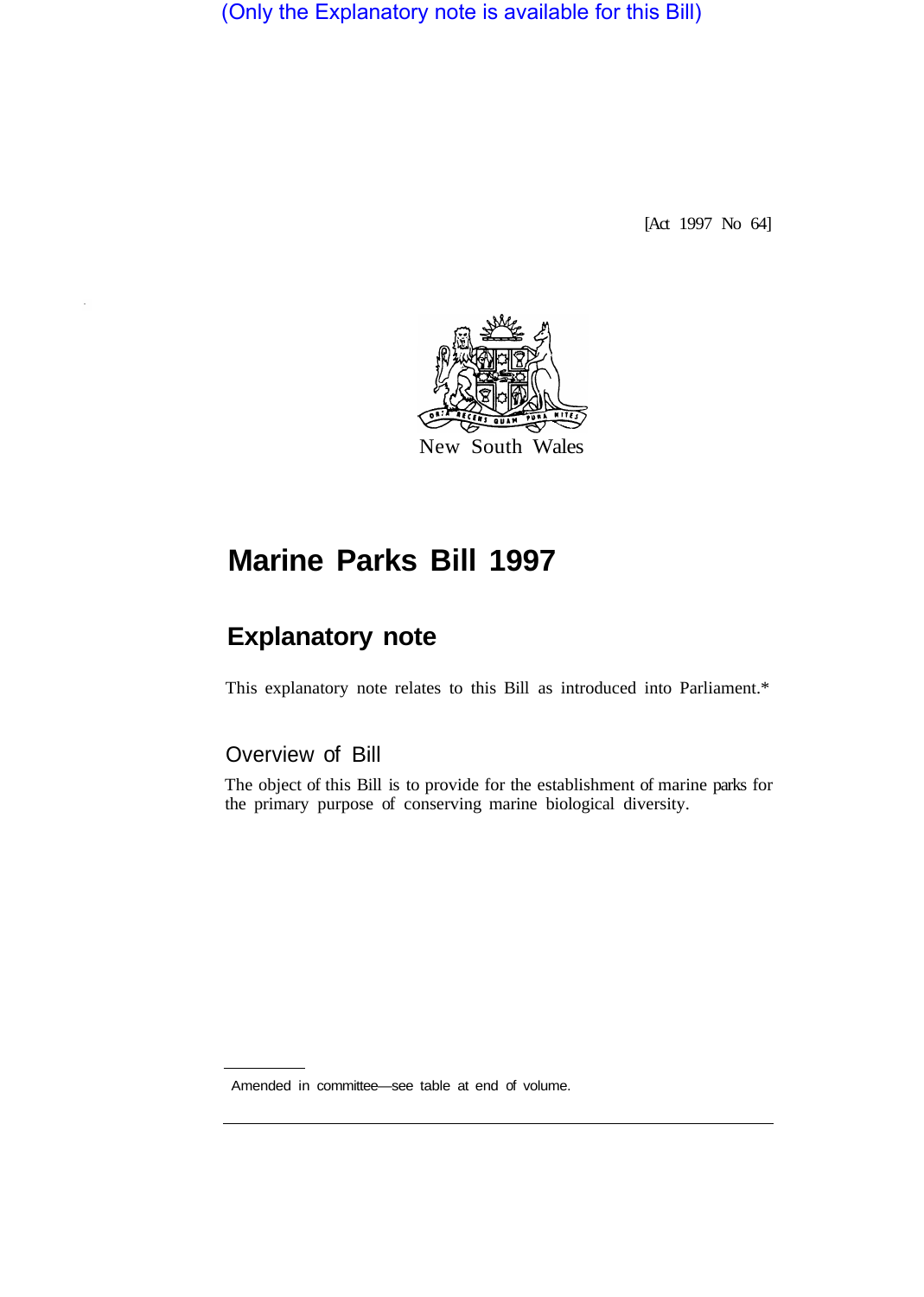(Only the Explanatory note is available for this Bill)

[Act 1997 No 64]

New South Wales

# Marine Parks Bill 1997

## Explanatory note

This explanatory note relates to this Bill as introduced into Parliament.*

### Overview of Bill

The object of this Bill is to provide for the establishment of marine parks for the primary purpose of conserving marine biological diversity.

Amended in committee—see table at end of volume.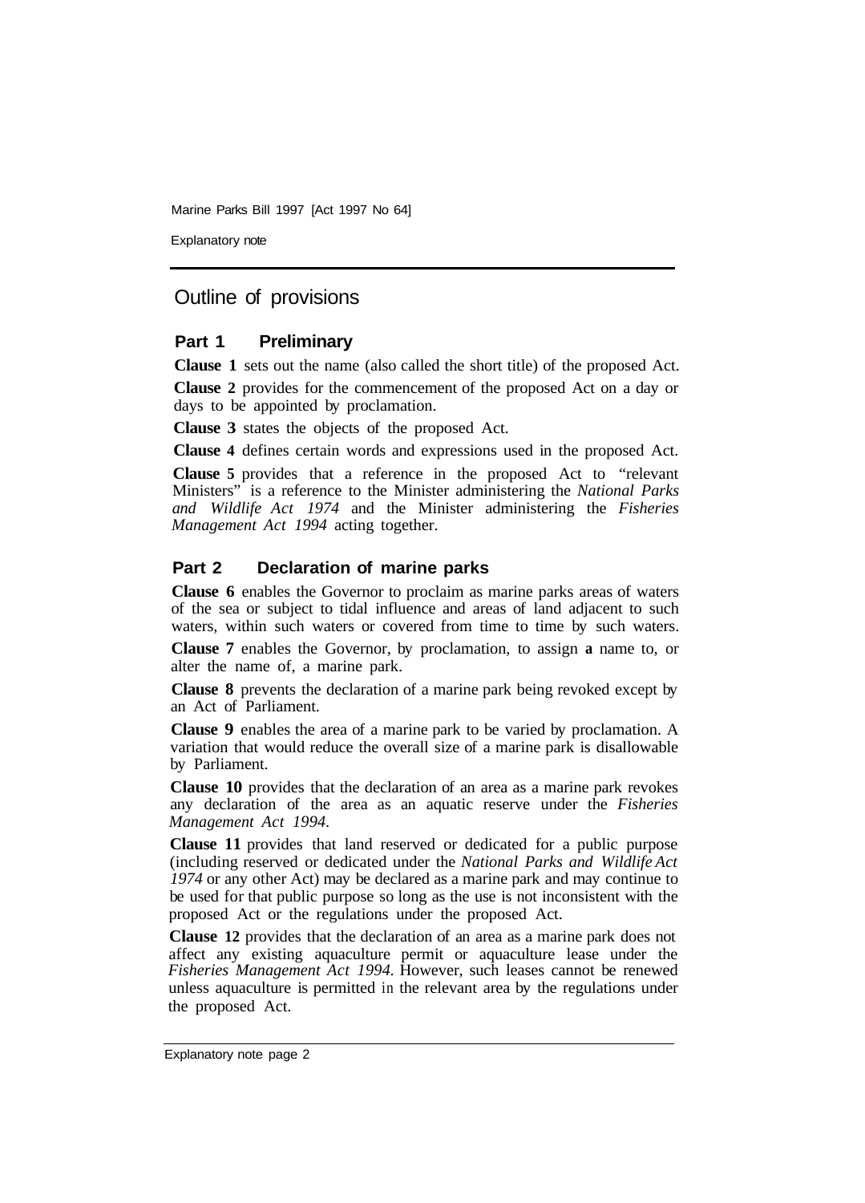## Outline of provisions

### Part 1 Preliminary

**Clause 1** sets out the name (also called the short title) of the proposed Act.

**Clause 2** provides for the commencement of the proposed Act on a day or days to be appointed by proclamation.

**Clause 3** states the objects of the proposed Act.

**Clause 4** defines certain words and expressions used in the proposed Act.

**Clause 5** provides that a reference in the proposed Act to "relevant Ministers" is a reference to the Minister administering the *National Parks and Wildlife Act 1974* and the Minister administering the *Fisheries Management Act 1994* acting together.

### Part 2 Declaration of marine parks

**Clause 6** enables the Governor to proclaim as marine parks areas of waters of the sea or subject to tidal influence and areas of land adjacent to such waters, within such waters or covered from time to time by such waters.

**Clause 7** enables the Governor, by proclamation, to assign **a** name to, or alter the name of, a marine park.

**Clause 8** prevents the declaration of a marine park being revoked except by an Act of Parliament.

**Clause 9** enables the area of a marine park to be varied by proclamation. A variation that would reduce the overall size of a marine park is disallowable by Parliament.

**Clause 10** provides that the declaration of an area as a marine park revokes any declaration of the area as an aquatic reserve under the *Fisheries Management Act 1994*.

**Clause 11** provides that land reserved or dedicated for a public purpose (including reserved or dedicated under the *National Parks and Wildlife Act 1974* or any other Act) may be declared as a marine park and may continue to be used for that public purpose so long as the use is not inconsistent with the proposed Act or the regulations under the proposed Act.

**Clause 12** provides that the declaration of an area as a marine park does not affect any existing aquaculture permit or aquaculture lease under the *Fisheries Management Act 1994*. However, such leases cannot be renewed unless aquaculture is permitted in the relevant area by the regulations under the proposed Act.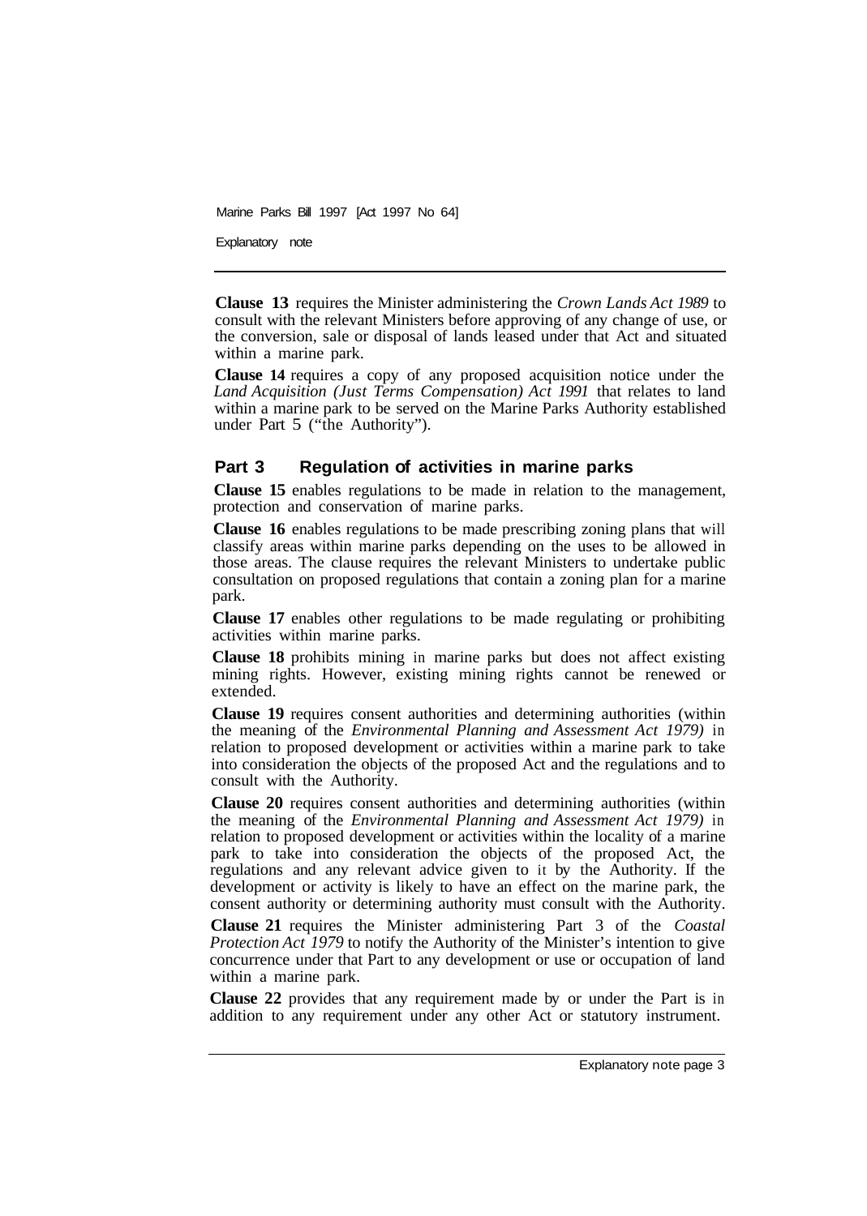**Clause 13** requires the Minister administering the *Crown Lands Act 1989* to consult with the relevant Ministers before approving of any change of use, or the conversion, sale or disposal of lands leased under that Act and situated within a marine park.

**Clause 14** requires a copy of any proposed acquisition notice under the *Land Acquisition (Just Terms Compensation) Act 1991* that relates to land within a marine park to be served on the Marine Parks Authority established under Part 5 ("the Authority").

## Part 3 Regulation of activities in marine parks

**Clause 15** enables regulations to be made in relation to the management, protection and conservation of marine parks.

**Clause 16** enables regulations to be made prescribing zoning plans that will classify areas within marine parks depending on the uses to be allowed in those areas. The clause requires the relevant Ministers to undertake public consultation on proposed regulations that contain a zoning plan for a marine park.

**Clause 17** enables other regulations to be made regulating or prohibiting activities within marine parks.

**Clause 18** prohibits mining in marine parks but does not affect existing mining rights. However, existing mining rights cannot be renewed or extended.

**Clause 19** requires consent authorities and determining authorities (within the meaning of the *Environmental Planning and Assessment Act 1979)* in relation to proposed development or activities within a marine park to take into consideration the objects of the proposed Act and the regulations and to consult with the Authority.

**Clause 20** requires consent authorities and determining authorities (within the meaning of the *Environmental Planning and Assessment Act 1979)* in relation to proposed development or activities within the locality of a marine park to take into consideration the objects of the proposed Act, the regulations and any relevant advice given to it by the Authority. If the development or activity is likely to have an effect on the marine park, the consent authority or determining authority must consult with the Authority.

**Clause 21** requires the Minister administering Part 3 of the *Coastal Protection Act 1979* to notify the Authority of the Minister's intention to give concurrence under that Part to any development or use or occupation of land within a marine park.

**Clause 22** provides that any requirement made by or under the Part is in addition to any requirement under any other Act or statutory instrument.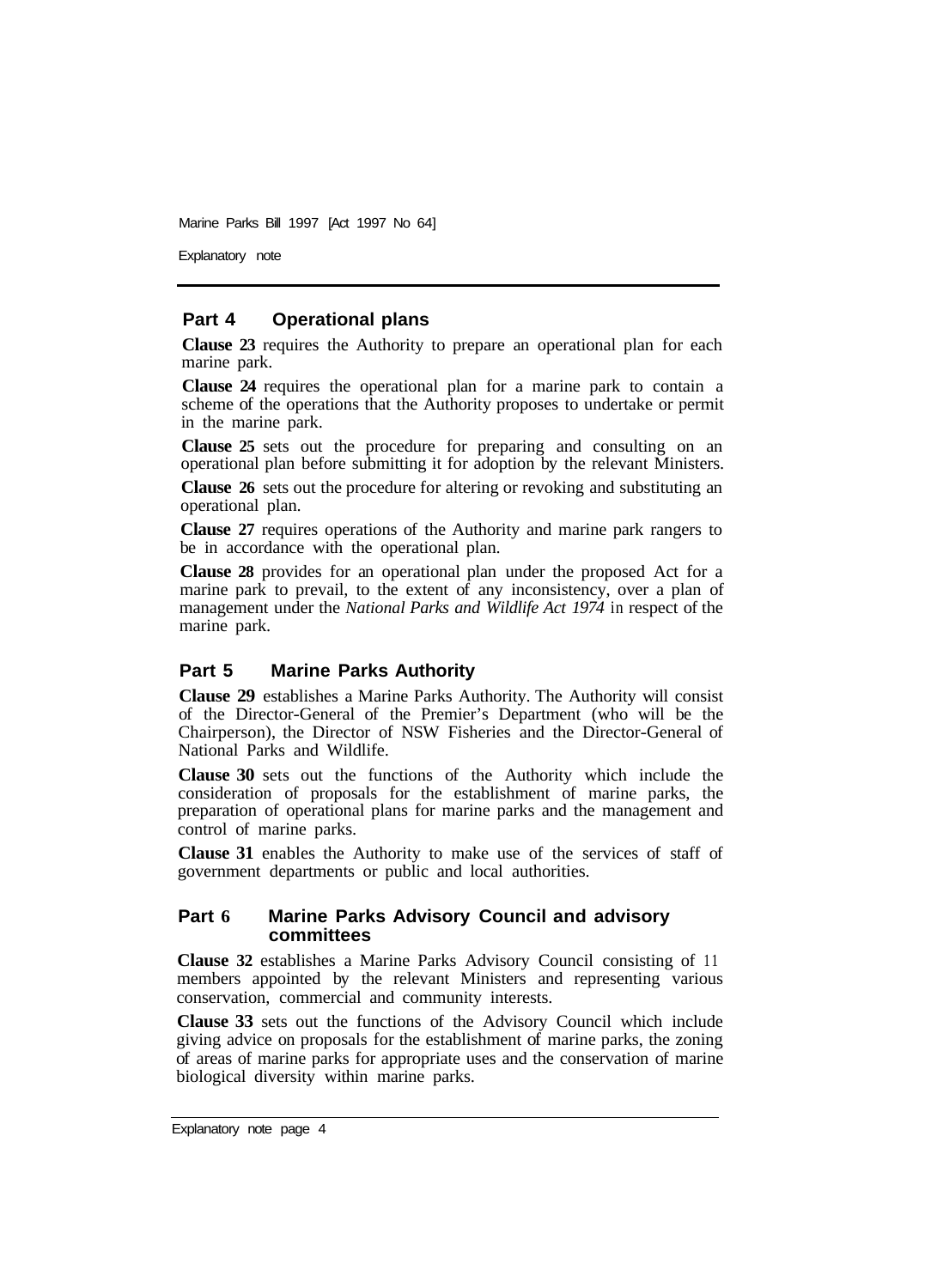## Part 4 Operational plans

**Clause 23** requires the Authority to prepare an operational plan for each marine park.

**Clause 24** requires the operational plan for a marine park to contain a scheme of the operations that the Authority proposes to undertake or permit in the marine park.

**Clause 25** sets out the procedure for preparing and consulting on an operational plan before submitting it for adoption by the relevant Ministers.

**Clause 26** sets out the procedure for altering or revoking and substituting an operational plan.

**Clause 27** requires operations of the Authority and marine park rangers to be in accordance with the operational plan.

**Clause 28** provides for an operational plan under the proposed Act for a marine park to prevail, to the extent of any inconsistency, over a plan of management under the *National Parks and Wildlife Act 1974* in respect of the marine park.

## Part 5 Marine Parks Authority

**Clause 29** establishes a Marine Parks Authority. The Authority will consist of the Director-General of the Premier's Department (who will be the Chairperson), the Director of NSW Fisheries and the Director-General of National Parks and Wildlife.

**Clause 30** sets out the functions of the Authority which include the consideration of proposals for the establishment of marine parks, the preparation of operational plans for marine parks and the management and control of marine parks.

**Clause 31** enables the Authority to make use of the services of staff of government departments or public and local authorities.

## Part 6 Marine Parks Advisory Council and advisory committees

**Clause 32** establishes a Marine Parks Advisory Council consisting of 11 members appointed by the relevant Ministers and representing various conservation, commercial and community interests.

**Clause 33** sets out the functions of the Advisory Council which include giving advice on proposals for the establishment of marine parks, the zoning of areas of marine parks for appropriate uses and the conservation of marine biological diversity within marine parks.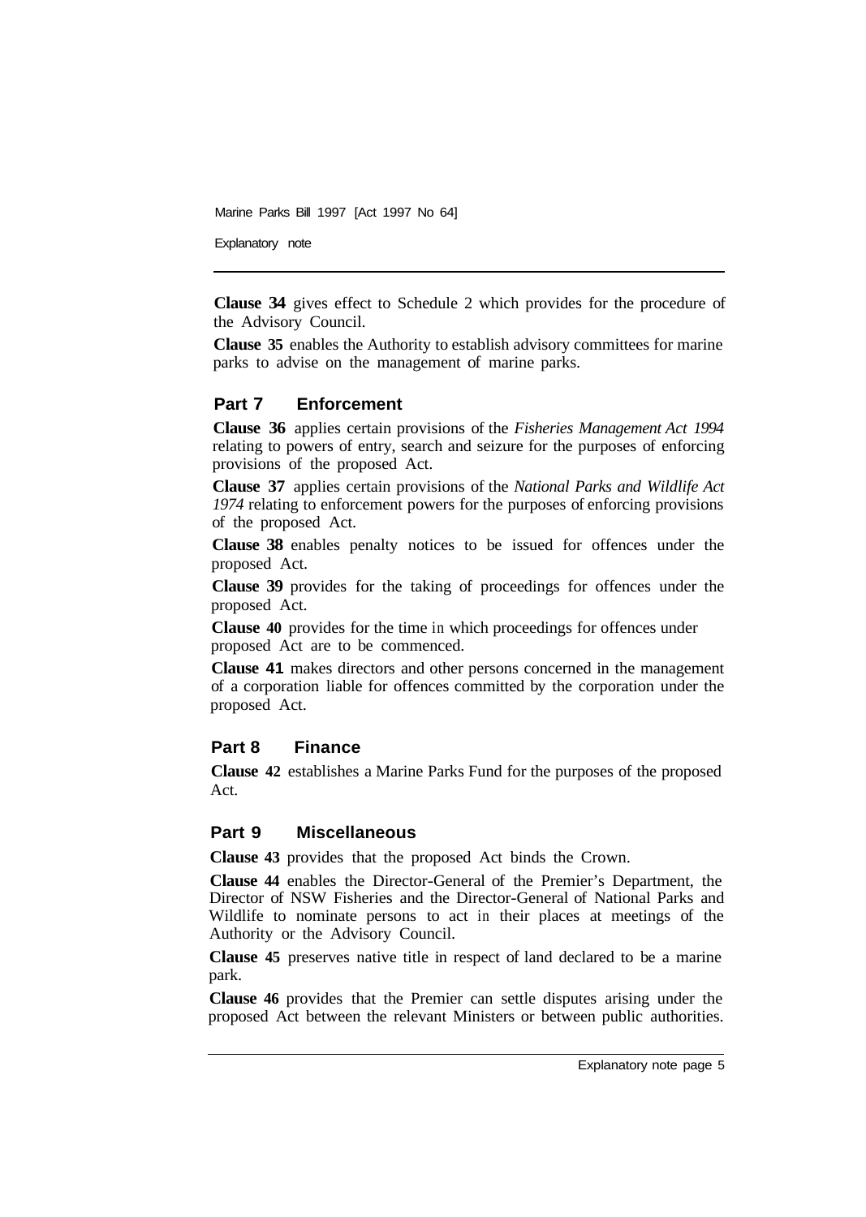**Clause 34** gives effect to Schedule 2 which provides for the procedure of the Advisory Council.

**Clause 35** enables the Authority to establish advisory committees for marine parks to advise on the management of marine parks.

## Part 7 Enforcement

**Clause 36** applies certain provisions of the *Fisheries Management Act 1994* relating to powers of entry, search and seizure for the purposes of enforcing provisions of the proposed Act.

**Clause 37** applies certain provisions of the *National Parks and Wildlife Act 1974* relating to enforcement powers for the purposes of enforcing provisions of the proposed Act.

**Clause 38** enables penalty notices to be issued for offences under the proposed Act.

**Clause 39** provides for the taking of proceedings for offences under the proposed Act.

**Clause 40** provides for the time in which proceedings for offences under proposed Act are to be commenced.

**Clause 41** makes directors and other persons concerned in the management of a corporation liable for offences committed by the corporation under the proposed Act.

## Part 8 Finance

**Clause 42** establishes a Marine Parks Fund for the purposes of the proposed Act.

## Part 9 Miscellaneous

**Clause 43** provides that the proposed Act binds the Crown.

**Clause 44** enables the Director-General of the Premier's Department, the Director of NSW Fisheries and the Director-General of National Parks and Wildlife to nominate persons to act in their places at meetings of the Authority or the Advisory Council.

**Clause 45** preserves native title in respect of land declared to be a marine park.

**Clause 46** provides that the Premier can settle disputes arising under the proposed Act between the relevant Ministers or between public authorities.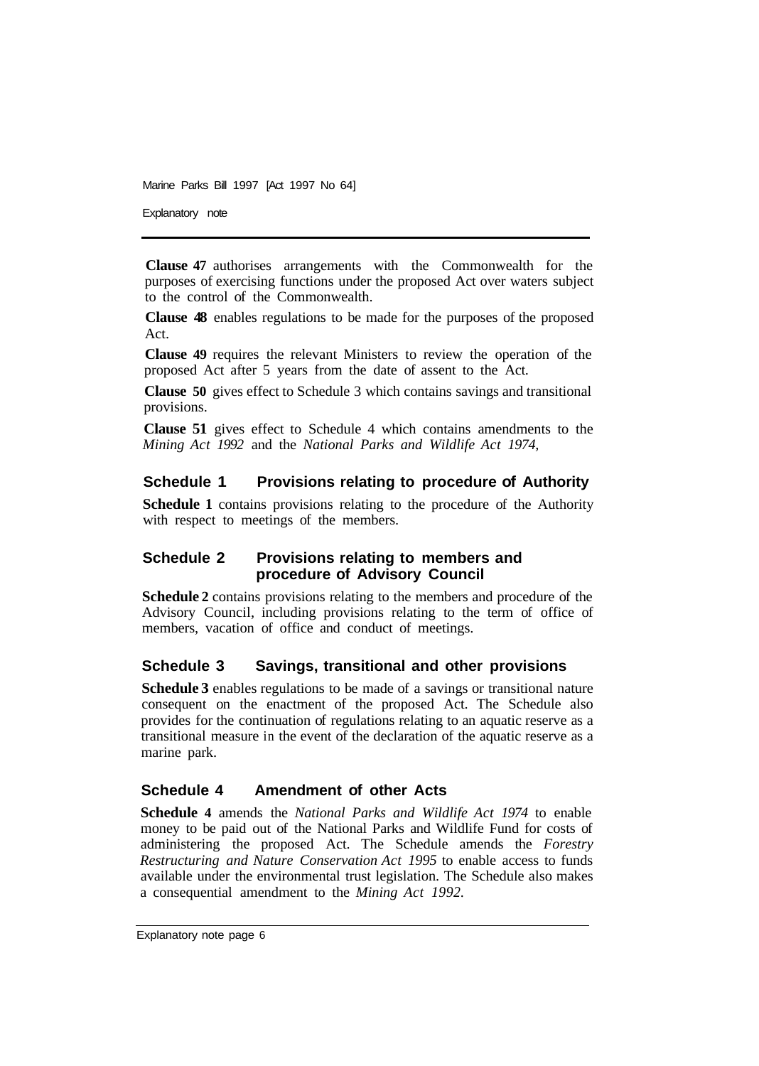**Clause 47** authorises arrangements with the Commonwealth for the purposes of exercising functions under the proposed Act over waters subject to the control of the Commonwealth.

**Clause 48** enables regulations to be made for the purposes of the proposed Act.

**Clause 49** requires the relevant Ministers to review the operation of the proposed Act after 5 years from the date of assent to the Act.

**Clause 50** gives effect to Schedule 3 which contains savings and transitional provisions.

**Clause 51** gives effect to Schedule 4 which contains amendments to the *Mining Act 1992* and the *National Parks and Wildlife Act 1974,*

## Schedule 1 Provisions relating to procedure of Authority

**Schedule 1** contains provisions relating to the procedure of the Authority with respect to meetings of the members.

## Schedule 2 Provisions relating to members and procedure of Advisory Council

**Schedule 2** contains provisions relating to the members and procedure of the Advisory Council, including provisions relating to the term of office of members, vacation of office and conduct of meetings.

## Schedule 3 Savings, transitional and other provisions

**Schedule 3** enables regulations to be made of a savings or transitional nature consequent on the enactment of the proposed Act. The Schedule also provides for the continuation of regulations relating to an aquatic reserve as a transitional measure in the event of the declaration of the aquatic reserve as a marine park.

## Schedule 4 Amendment of other Acts

**Schedule 4** amends the *National Parks and Wildlife Act 1974* to enable money to be paid out of the National Parks and Wildlife Fund for costs of administering the proposed Act. The Schedule amends the *Forestry Restructuring and Nature Conservation Act 1995* to enable access to funds available under the environmental trust legislation. The Schedule also makes a consequential amendment to the *Mining Act 1992.*